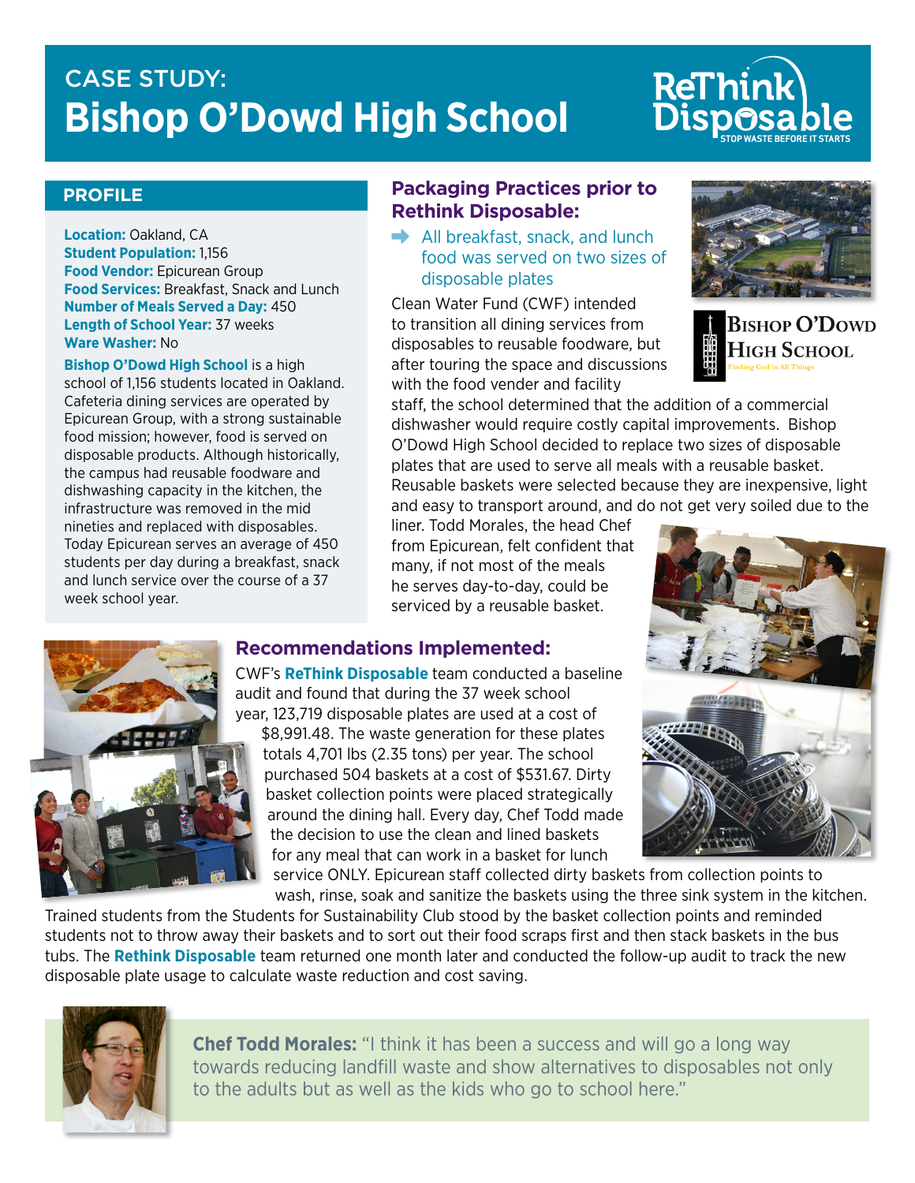# CASE STUDY: Bishop O'Dowd High School

## PROFILE

**Location:** Oakland, CA
**Student Population:** 1,156
**Food Vendor:** Epicurean Group
**Food Services:** Breakfast, Snack and Lunch
**Number of Meals Served a Day:** 450
**Length of School Year:** 37 weeks
**Ware Washer:** No

**Bishop O'Dowd High School** is a high school of 1,156 students located in Oakland. Cafeteria dining services are operated by Epicurean Group, with a strong sustainable food mission; however, food is served on disposable products. Although historically, the campus had reusable foodware and dishwashing capacity in the kitchen, the infrastructure was removed in the mid nineties and replaced with disposables. Today Epicurean serves an average of 450 students per day during a breakfast, snack and lunch service over the course of a 37 week school year.

## Packaging Practices prior to Rethink Disposable:

- All breakfast, snack, and lunch food was served on two sizes of disposable plates

Clean Water Fund (CWF) intended to transition all dining services from disposables to reusable foodware, but after touring the space and discussions with the food vender and facility staff, the school determined that the addition of a commercial dishwasher would require costly capital improvements. Bishop O'Dowd High School decided to replace two sizes of disposable plates that are used to serve all meals with a reusable basket. Reusable baskets were selected because they are inexpensive, light and easy to transport around, and do not get very soiled due to the liner. Todd Morales, the head Chef from Epicurean, felt confident that many, if not most of the meals he serves day-to-day, could be serviced by a reusable basket.

## Recommendations Implemented:

CWF's **ReThink Disposable** team conducted a baseline audit and found that during the 37 week school year, 123,719 disposable plates are used at a cost of $8,991.48. The waste generation for these plates totals 4,701 lbs (2.35 tons) per year. The school purchased 504 baskets at a cost of $531.67. Dirty basket collection points were placed strategically around the dining hall. Every day, Chef Todd made the decision to use the clean and lined baskets for any meal that can work in a basket for lunch service ONLY. Epicurean staff collected dirty baskets from collection points to wash, rinse, soak and sanitize the baskets using the three sink system in the kitchen. Trained students from the Students for Sustainability Club stood by the basket collection points and reminded students not to throw away their baskets and to sort out their food scraps first and then stack baskets in the bus tubs. The **Rethink Disposable** team returned one month later and conducted the follow-up audit to track the new disposable plate usage to calculate waste reduction and cost saving.

**Chef Todd Morales:** "I think it has been a success and will go a long way towards reducing landfill waste and show alternatives to disposables not only to the adults but as well as the kids who go to school here."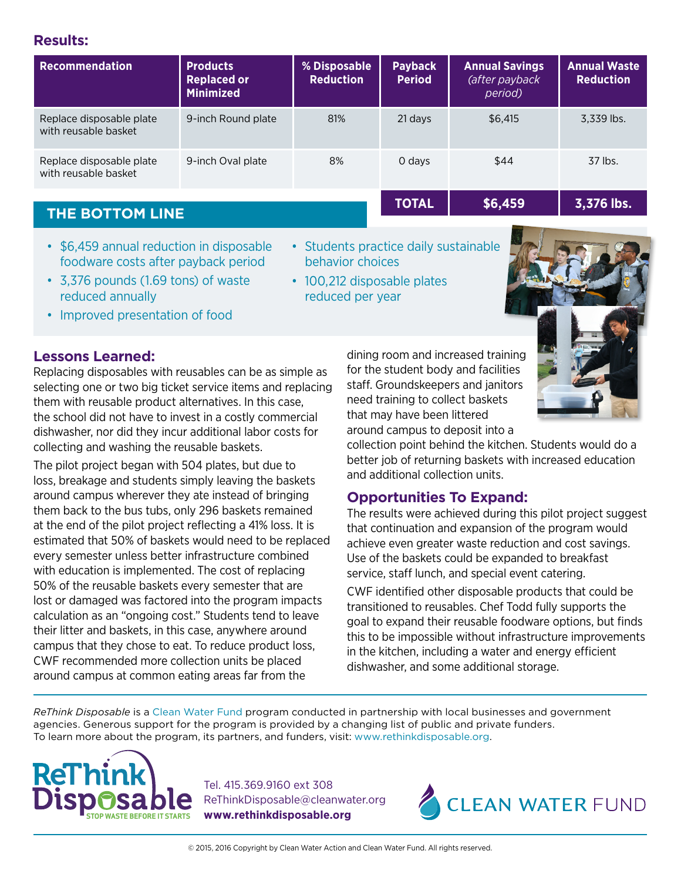## Results:

| Recommendation | Products Replaced or Minimized | % Disposable Reduction | Payback Period | Annual Savings *(after payback period)* | Annual Waste Reduction |
|---|---|---|---|---|---|
| Replace disposable plate with reusable basket | 9-inch Round plate | 81% | 21 days | $6,415 | 3,339 lbs. |
| Replace disposable plate with reusable basket | 9-inch Oval plate | 8% | 0 days | $44 | 37 lbs. |
| | | | **TOTAL** | **$6,459** | **3,376 lbs.** |

## THE BOTTOM LINE

- $6,459 annual reduction in disposable foodware costs after payback period
- 3,376 pounds (1.69 tons) of waste reduced annually
- Improved presentation of food
- Students practice daily sustainable behavior choices
- 100,212 disposable plates reduced per year

## Lessons Learned:

Replacing disposables with reusables can be as simple as selecting one or two big ticket service items and replacing them with reusable product alternatives. In this case, the school did not have to invest in a costly commercial dishwasher, nor did they incur additional labor costs for collecting and washing the reusable baskets.

The pilot project began with 504 plates, but due to loss, breakage and students simply leaving the baskets around campus wherever they ate instead of bringing them back to the bus tubs, only 296 baskets remained at the end of the pilot project reflecting a 41% loss. It is estimated that 50% of baskets would need to be replaced every semester unless better infrastructure combined with education is implemented. The cost of replacing 50% of the reusable baskets every semester that are lost or damaged was factored into the program impacts calculation as an "ongoing cost." Students tend to leave their litter and baskets, in this case, anywhere around campus that they chose to eat. To reduce product loss, CWF recommended more collection units be placed around campus at common eating areas far from the dining room and increased training for the student body and facilities staff. Groundskeepers and janitors need training to collect baskets that may have been littered around campus to deposit into a collection point behind the kitchen. Students would do a better job of returning baskets with increased education and additional collection units.

## Opportunities To Expand:

The results were achieved during this pilot project suggest that continuation and expansion of the program would achieve even greater waste reduction and cost savings. Use of the baskets could be expanded to breakfast service, staff lunch, and special event catering.

CWF identified other disposable products that could be transitioned to reusables. Chef Todd fully supports the goal to expand their reusable foodware options, but finds this to be impossible without infrastructure improvements in the kitchen, including a water and energy efficient dishwasher, and some additional storage.

---

*ReThink Disposable* is a Clean Water Fund program conducted in partnership with local businesses and government agencies. Generous support for the program is provided by a changing list of public and private funders. To learn more about the program, its partners, and funders, visit: www.rethinkdisposable.org.

ReThink Disposable — STOP WASTE BEFORE IT STARTS

Tel. 415.369.9160 ext 308
ReThinkDisposable@cleanwater.org
**www.rethinkdisposable.org**

CLEAN WATER FUND

© 2015, 2016 Copyright by Clean Water Action and Clean Water Fund. All rights reserved.